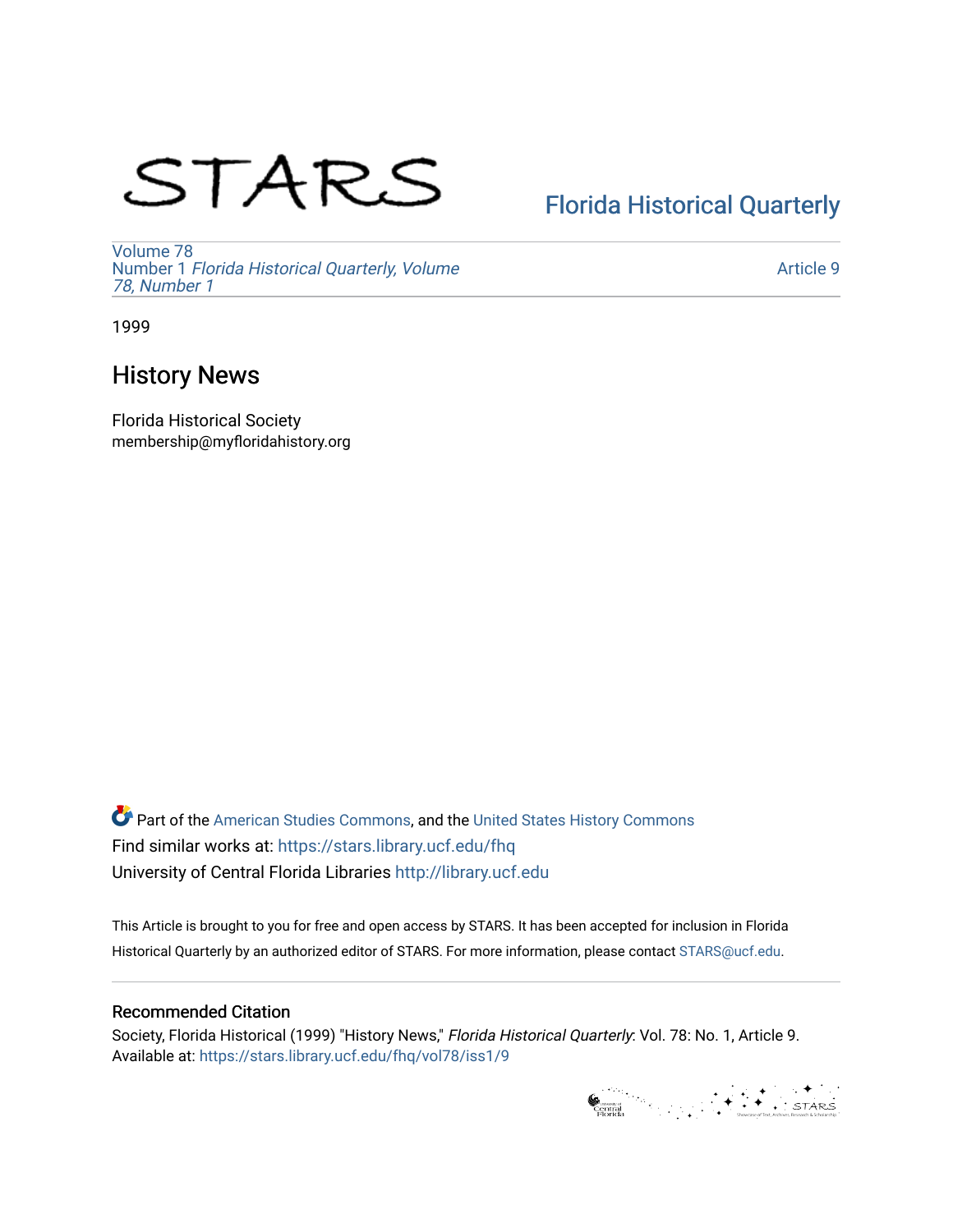# STARS

Florida Historical Quarterly

Volume 78
Number 1 *Florida Historical Quarterly, Volume 78, Number 1*

Article 9

1999

## History News

Florida Historical Society
membership@myfloridahistory.org

Part of the American Studies Commons, and the United States History Commons
Find similar works at: https://stars.library.ucf.edu/fhq
University of Central Florida Libraries http://library.ucf.edu

This Article is brought to you for free and open access by STARS. It has been accepted for inclusion in Florida Historical Quarterly by an authorized editor of STARS. For more information, please contact STARS@ucf.edu.

### Recommended Citation

Society, Florida Historical (1999) "History News," *Florida Historical Quarterly*: Vol. 78: No. 1, Article 9.
Available at: https://stars.library.ucf.edu/fhq/vol78/iss1/9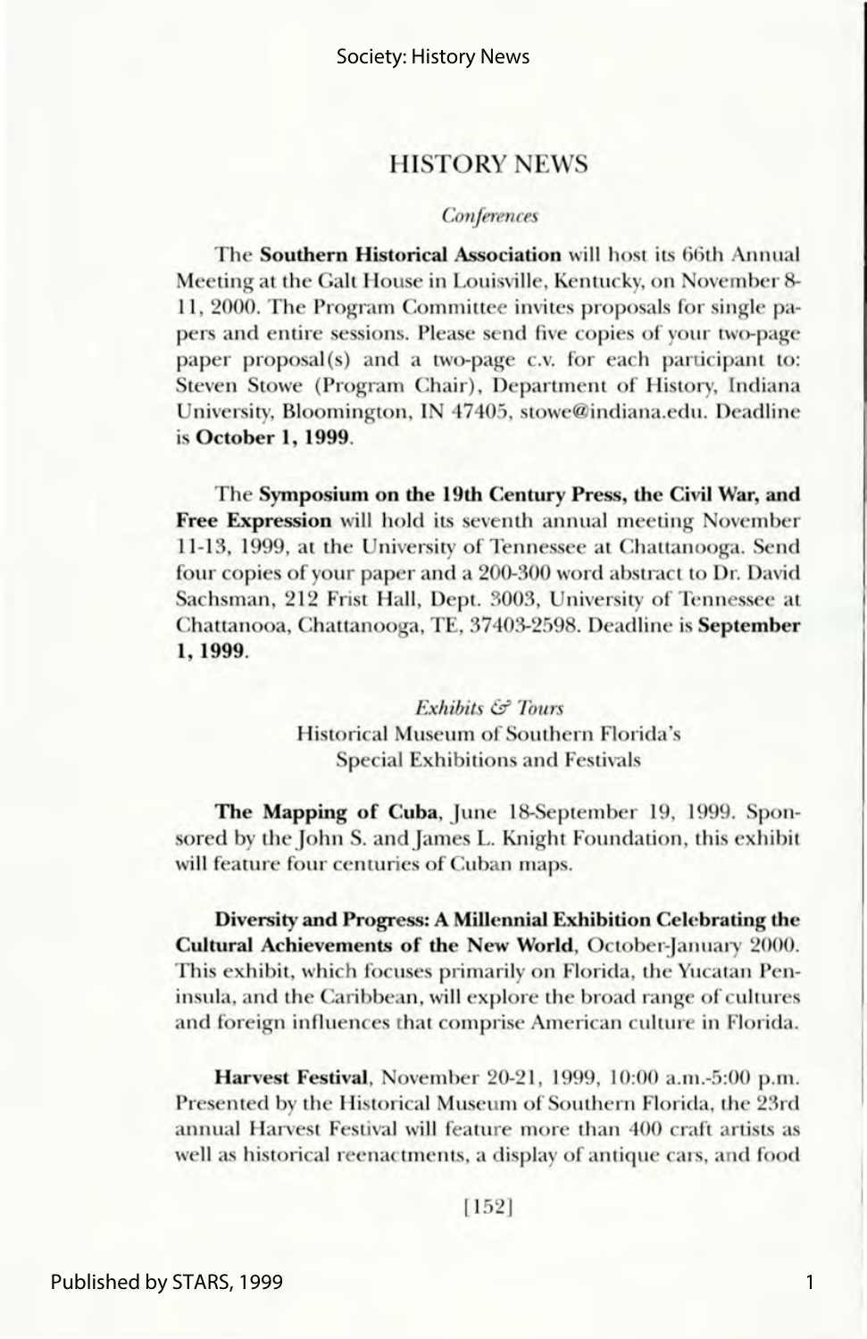# HISTORY NEWS

### *Conferences*

The **Southern Historical Association** will host its 66th Annual Meeting at the Galt House in Louisville, Kentucky, on November 8-11, 2000. The Program Committee invites proposals for single papers and entire sessions. Please send five copies of your two-page paper proposal(s) and a two-page c.v. for each participant to: Steven Stowe (Program Chair), Department of History, Indiana University, Bloomington, IN 47405, stowe@indiana.edu. Deadline is **October 1, 1999**.

The **Symposium on the 19th Century Press, the Civil War, and Free Expression** will hold its seventh annual meeting November 11-13, 1999, at the University of Tennessee at Chattanooga. Send four copies of your paper and a 200-300 word abstract to Dr. David Sachsman, 212 Frist Hall, Dept. 3003, University of Tennessee at Chattanooa, Chattanooga, TE, 37403-2598. Deadline is **September 1, 1999**.

### *Exhibits & Tours*

Historical Museum of Southern Florida's Special Exhibitions and Festivals

**The Mapping of Cuba**, June 18-September 19, 1999. Sponsored by the John S. and James L. Knight Foundation, this exhibit will feature four centuries of Cuban maps.

**Diversity and Progress: A Millennial Exhibition Celebrating the Cultural Achievements of the New World**, October-January 2000. This exhibit, which focuses primarily on Florida, the Yucatan Peninsula, and the Caribbean, will explore the broad range of cultures and foreign influences that comprise American culture in Florida.

**Harvest Festival**, November 20-21, 1999, 10:00 a.m.-5:00 p.m. Presented by the Historical Museum of Southern Florida, the 23rd annual Harvest Festival will feature more than 400 craft artists as well as historical reenactments, a display of antique cars, and food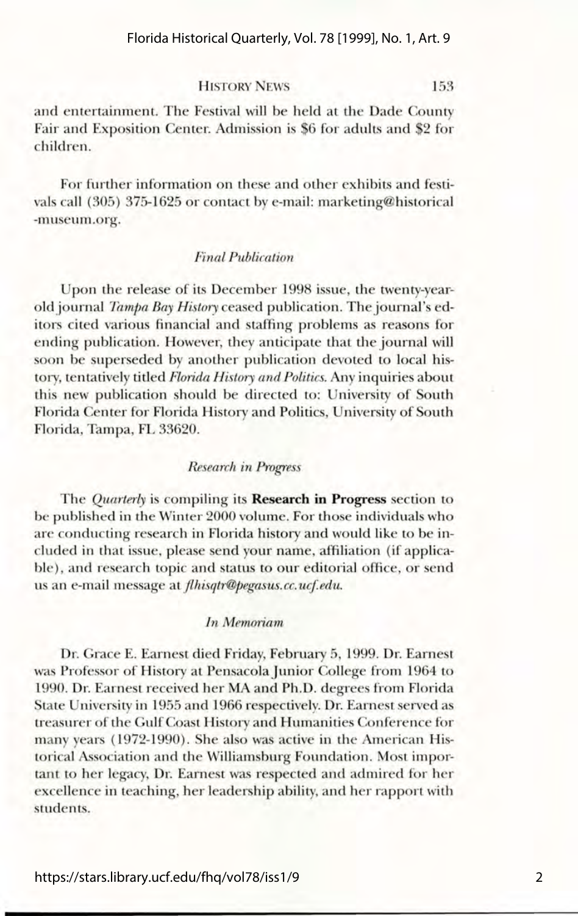and entertainment. The Festival will be held at the Dade County Fair and Exposition Center. Admission is $6 for adults and $2 for children.

For further information on these and other exhibits and festivals call (305) 375-1625 or contact by e-mail: marketing@historical-museum.org.

### *Final Publication*

Upon the release of its December 1998 issue, the twenty-year-old journal *Tampa Bay History* ceased publication. The journal's editors cited various financial and staffing problems as reasons for ending publication. However, they anticipate that the journal will soon be superseded by another publication devoted to local history, tentatively titled *Florida History and Politics*. Any inquiries about this new publication should be directed to: University of South Florida Center for Florida History and Politics, University of South Florida, Tampa, FL 33620.

### *Research in Progress*

The *Quarterly* is compiling its **Research in Progress** section to be published in the Winter 2000 volume. For those individuals who are conducting research in Florida history and would like to be included in that issue, please send your name, affiliation (if applicable), and research topic and status to our editorial office, or send us an e-mail message at *flhisqtr@pegasus.cc.ucf.edu*.

### *In Memoriam*

Dr. Grace E. Earnest died Friday, February 5, 1999. Dr. Earnest was Professor of History at Pensacola Junior College from 1964 to 1990. Dr. Earnest received her MA and Ph.D. degrees from Florida State University in 1955 and 1966 respectively. Dr. Earnest served as treasurer of the Gulf Coast History and Humanities Conference for many years (1972-1990). She also was active in the American Historical Association and the Williamsburg Foundation. Most important to her legacy, Dr. Earnest was respected and admired for her excellence in teaching, her leadership ability, and her rapport with students.